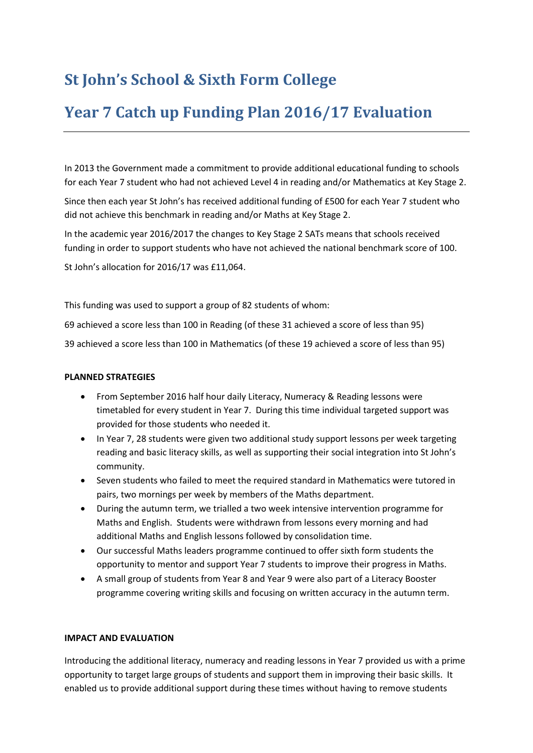# St John's School & Sixth Form College

# Year 7 Catch up Funding Plan 2016/17 Evaluation

---

In 2013 the Government made a commitment to provide additional educational funding to schools for each Year 7 student who had not achieved Level 4 in reading and/or Mathematics at Key Stage 2.

Since then each year St John's has received additional funding of £500 for each Year 7 student who did not achieve this benchmark in reading and/or Maths at Key Stage 2.

In the academic year 2016/2017 the changes to Key Stage 2 SATs means that schools received funding in order to support students who have not achieved the national benchmark score of 100.

St John's allocation for 2016/17 was £11,064.

This funding was used to support a group of 82 students of whom:

69 achieved a score less than 100 in Reading (of these 31 achieved a score of less than 95)

39 achieved a score less than 100 in Mathematics (of these 19 achieved a score of less than 95)

**PLANNED STRATEGIES**

- From September 2016 half hour daily Literacy, Numeracy & Reading lessons were timetabled for every student in Year 7. During this time individual targeted support was provided for those students who needed it.
- In Year 7, 28 students were given two additional study support lessons per week targeting reading and basic literacy skills, as well as supporting their social integration into St John's community.
- Seven students who failed to meet the required standard in Mathematics were tutored in pairs, two mornings per week by members of the Maths department.
- During the autumn term, we trialled a two week intensive intervention programme for Maths and English. Students were withdrawn from lessons every morning and had additional Maths and English lessons followed by consolidation time.
- Our successful Maths leaders programme continued to offer sixth form students the opportunity to mentor and support Year 7 students to improve their progress in Maths.
- A small group of students from Year 8 and Year 9 were also part of a Literacy Booster programme covering writing skills and focusing on written accuracy in the autumn term.

**IMPACT AND EVALUATION**

Introducing the additional literacy, numeracy and reading lessons in Year 7 provided us with a prime opportunity to target large groups of students and support them in improving their basic skills. It enabled us to provide additional support during these times without having to remove students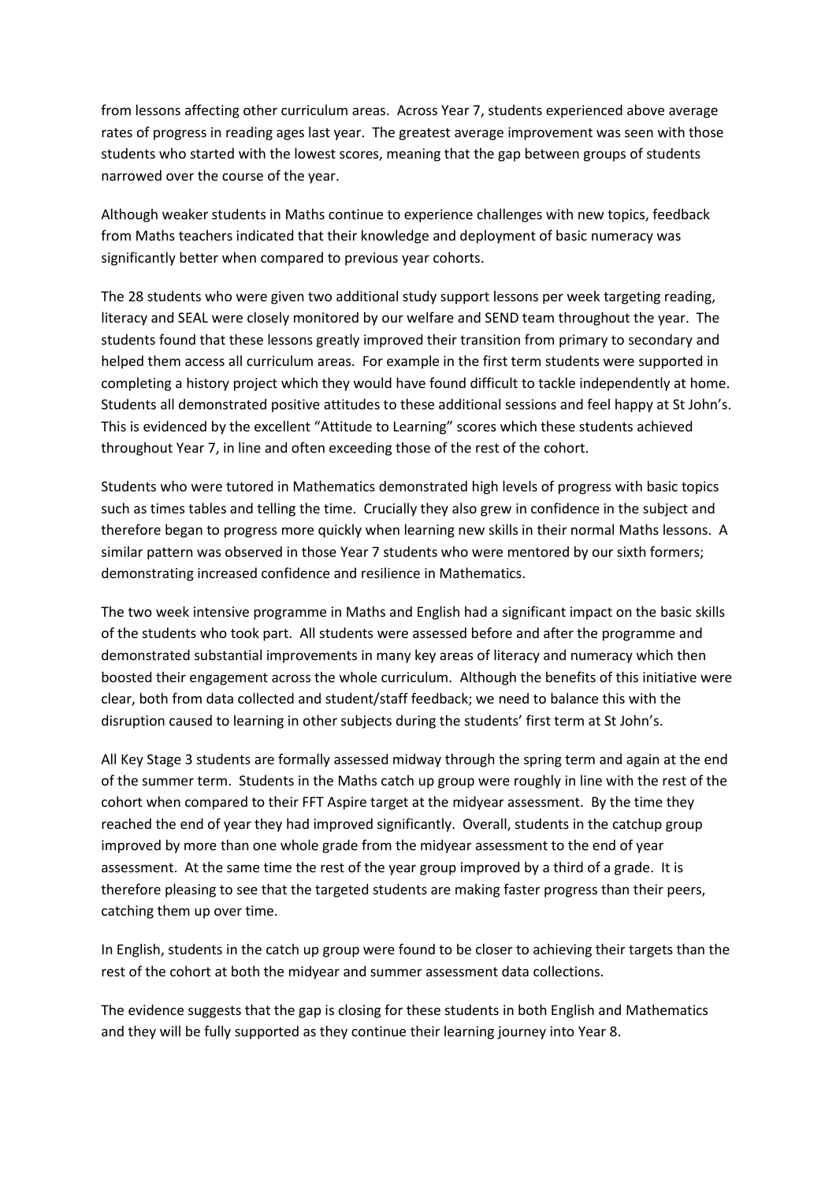from lessons affecting other curriculum areas. Across Year 7, students experienced above average rates of progress in reading ages last year. The greatest average improvement was seen with those students who started with the lowest scores, meaning that the gap between groups of students narrowed over the course of the year.

Although weaker students in Maths continue to experience challenges with new topics, feedback from Maths teachers indicated that their knowledge and deployment of basic numeracy was significantly better when compared to previous year cohorts.

The 28 students who were given two additional study support lessons per week targeting reading, literacy and SEAL were closely monitored by our welfare and SEND team throughout the year. The students found that these lessons greatly improved their transition from primary to secondary and helped them access all curriculum areas. For example in the first term students were supported in completing a history project which they would have found difficult to tackle independently at home. Students all demonstrated positive attitudes to these additional sessions and feel happy at St John's. This is evidenced by the excellent "Attitude to Learning" scores which these students achieved throughout Year 7, in line and often exceeding those of the rest of the cohort.

Students who were tutored in Mathematics demonstrated high levels of progress with basic topics such as times tables and telling the time. Crucially they also grew in confidence in the subject and therefore began to progress more quickly when learning new skills in their normal Maths lessons. A similar pattern was observed in those Year 7 students who were mentored by our sixth formers; demonstrating increased confidence and resilience in Mathematics.

The two week intensive programme in Maths and English had a significant impact on the basic skills of the students who took part. All students were assessed before and after the programme and demonstrated substantial improvements in many key areas of literacy and numeracy which then boosted their engagement across the whole curriculum. Although the benefits of this initiative were clear, both from data collected and student/staff feedback; we need to balance this with the disruption caused to learning in other subjects during the students' first term at St John's.

All Key Stage 3 students are formally assessed midway through the spring term and again at the end of the summer term. Students in the Maths catch up group were roughly in line with the rest of the cohort when compared to their FFT Aspire target at the midyear assessment. By the time they reached the end of year they had improved significantly. Overall, students in the catchup group improved by more than one whole grade from the midyear assessment to the end of year assessment. At the same time the rest of the year group improved by a third of a grade. It is therefore pleasing to see that the targeted students are making faster progress than their peers, catching them up over time.

In English, students in the catch up group were found to be closer to achieving their targets than the rest of the cohort at both the midyear and summer assessment data collections.

The evidence suggests that the gap is closing for these students in both English and Mathematics and they will be fully supported as they continue their learning journey into Year 8.